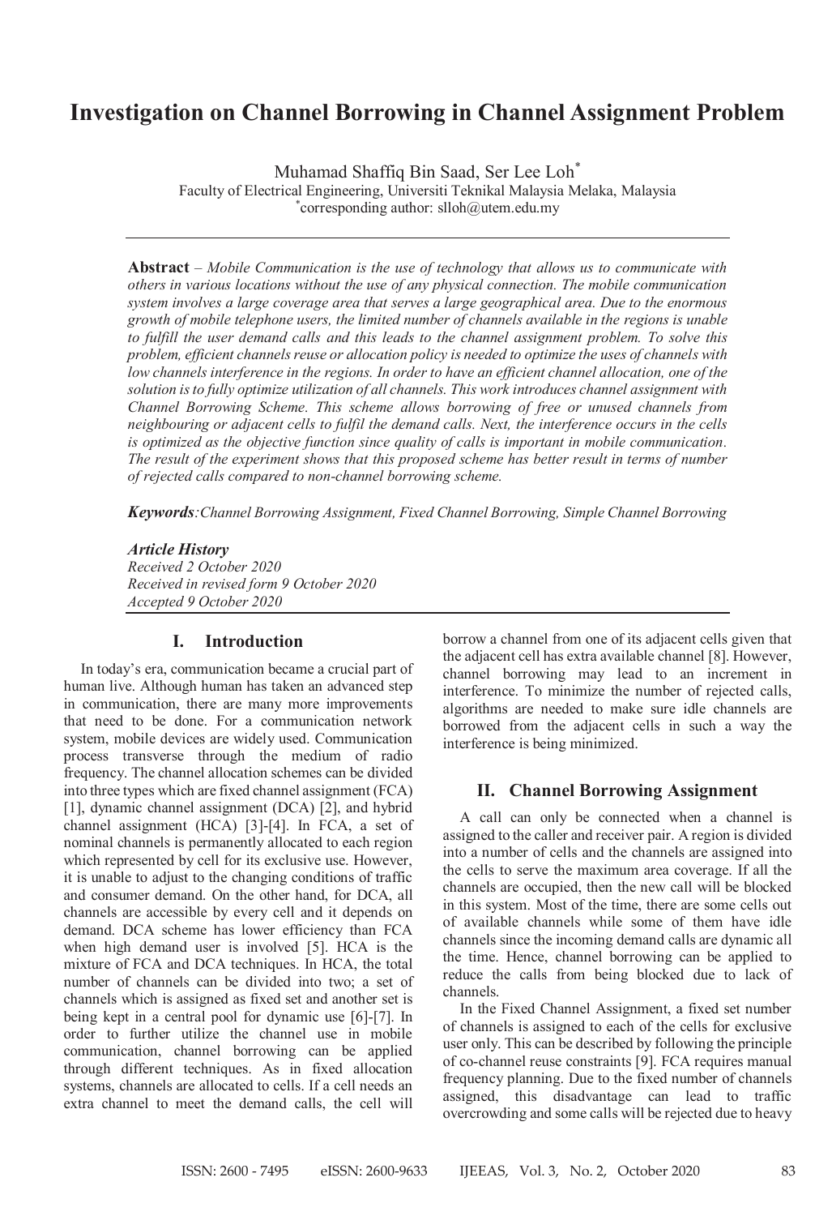# Investigation on Channel Borrowing in Channel Assignment Problem

Muhamad Shaffiq Bin Saad, Ser Lee Loh*

Faculty of Electrical Engineering, Universiti Teknikal Malaysia Melaka, Malaysia

*corresponding author: slloh@utem.edu.my

---

**Abstract** – *Mobile Communication is the use of technology that allows us to communicate with others in various locations without the use of any physical connection. The mobile communication system involves a large coverage area that serves a large geographical area. Due to the enormous growth of mobile telephone users, the limited number of channels available in the regions is unable to fulfill the user demand calls and this leads to the channel assignment problem. To solve this problem, efficient channels reuse or allocation policy is needed to optimize the uses of channels with low channels interference in the regions. In order to have an efficient channel allocation, one of the solution is to fully optimize utilization of all channels. This work introduces channel assignment with Channel Borrowing Scheme. This scheme allows borrowing of free or unused channels from neighbouring or adjacent cells to fulfil the demand calls. Next, the interference occurs in the cells is optimized as the objective function since quality of calls is important in mobile communication. The result of the experiment shows that this proposed scheme has better result in terms of number of rejected calls compared to non-channel borrowing scheme.*

***Keywords****:Channel Borrowing Assignment, Fixed Channel Borrowing, Simple Channel Borrowing*

***Article History***
*Received 2 October 2020*
*Received in revised form 9 October 2020*
*Accepted 9 October 2020*

---

## I. Introduction

In today's era, communication became a crucial part of human live. Although human has taken an advanced step in communication, there are many more improvements that need to be done. For a communication network system, mobile devices are widely used. Communication process transverse through the medium of radio frequency. The channel allocation schemes can be divided into three types which are fixed channel assignment (FCA) [1], dynamic channel assignment (DCA) [2], and hybrid channel assignment (HCA) [3]-[4]. In FCA, a set of nominal channels is permanently allocated to each region which represented by cell for its exclusive use. However, it is unable to adjust to the changing conditions of traffic and consumer demand. On the other hand, for DCA, all channels are accessible by every cell and it depends on demand. DCA scheme has lower efficiency than FCA when high demand user is involved [5]. HCA is the mixture of FCA and DCA techniques. In HCA, the total number of channels can be divided into two; a set of channels which is assigned as fixed set and another set is being kept in a central pool for dynamic use [6]-[7]. In order to further utilize the channel use in mobile communication, channel borrowing can be applied through different techniques. As in fixed allocation systems, channels are allocated to cells. If a cell needs an extra channel to meet the demand calls, the cell will borrow a channel from one of its adjacent cells given that the adjacent cell has extra available channel [8]. However, channel borrowing may lead to an increment in interference. To minimize the number of rejected calls, algorithms are needed to make sure idle channels are borrowed from the adjacent cells in such a way the interference is being minimized.

## II. Channel Borrowing Assignment

A call can only be connected when a channel is assigned to the caller and receiver pair. A region is divided into a number of cells and the channels are assigned into the cells to serve the maximum area coverage. If all the channels are occupied, then the new call will be blocked in this system. Most of the time, there are some cells out of available channels while some of them have idle channels since the incoming demand calls are dynamic all the time. Hence, channel borrowing can be applied to reduce the calls from being blocked due to lack of channels.

In the Fixed Channel Assignment, a fixed set number of channels is assigned to each of the cells for exclusive user only. This can be described by following the principle of co-channel reuse constraints [9]. FCA requires manual frequency planning. Due to the fixed number of channels assigned, this disadvantage can lead to traffic overcrowding and some calls will be rejected due to heavy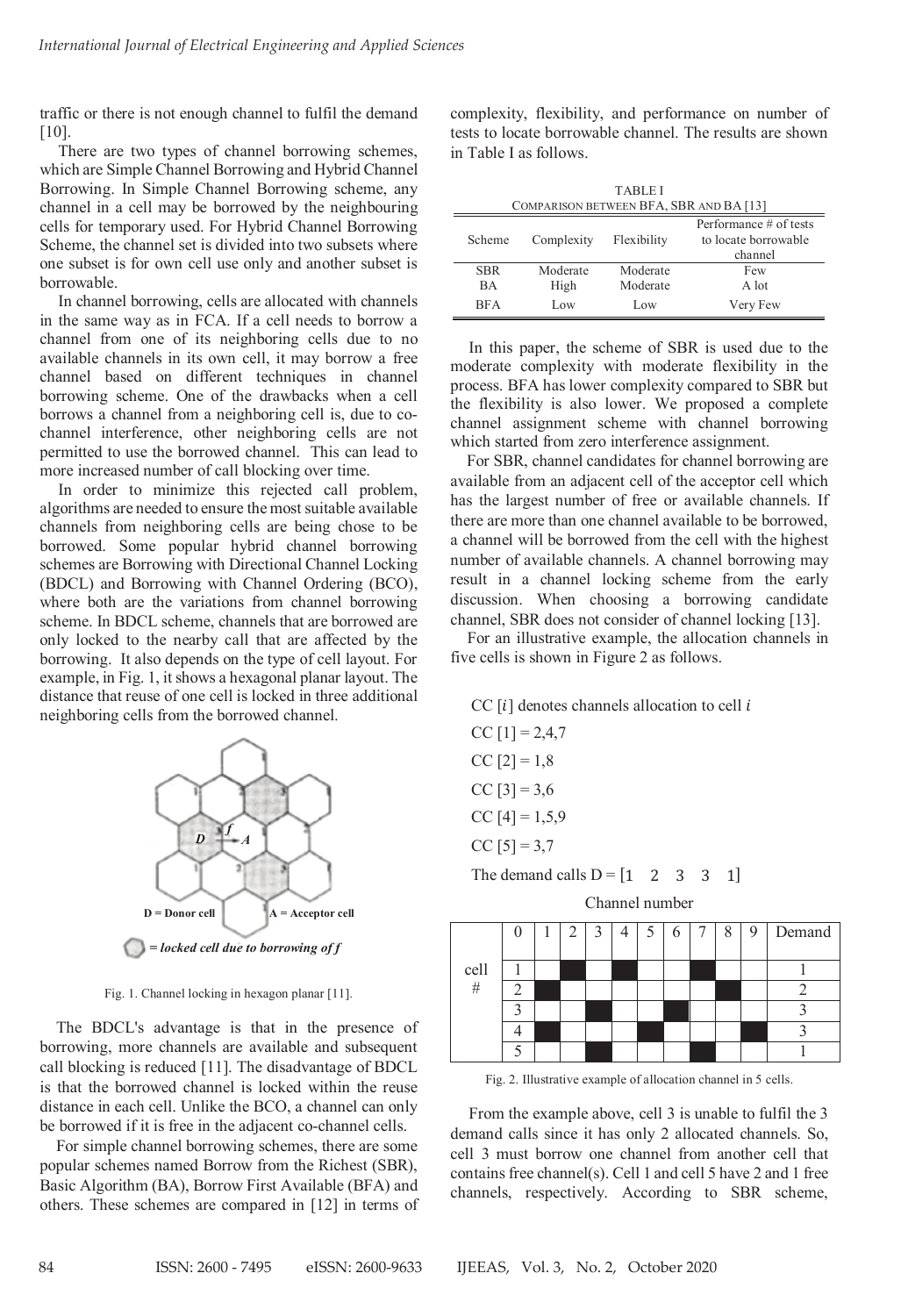traffic or there is not enough channel to fulfil the demand [10].

There are two types of channel borrowing schemes, which are Simple Channel Borrowing and Hybrid Channel Borrowing. In Simple Channel Borrowing scheme, any channel in a cell may be borrowed by the neighbouring cells for temporary used. For Hybrid Channel Borrowing Scheme, the channel set is divided into two subsets where one subset is for own cell use only and another subset is borrowable.

In channel borrowing, cells are allocated with channels in the same way as in FCA. If a cell needs to borrow a channel from one of its neighboring cells due to no available channels in its own cell, it may borrow a free channel based on different techniques in channel borrowing scheme. One of the drawbacks when a cell borrows a channel from a neighboring cell is, due to co-channel interference, other neighboring cells are not permitted to use the borrowed channel. This can lead to more increased number of call blocking over time.

In order to minimize this rejected call problem, algorithms are needed to ensure the most suitable available channels from neighboring cells are being chose to be borrowed. Some popular hybrid channel borrowing schemes are Borrowing with Directional Channel Locking (BDCL) and Borrowing with Channel Ordering (BCO), where both are the variations from channel borrowing scheme. In BDCL scheme, channels that are borrowed are only locked to the nearby call that are affected by the borrowing. It also depends on the type of cell layout. For example, in Fig. 1, it shows a hexagonal planar layout. The distance that reuse of one cell is locked in three additional neighboring cells from the borrowed channel.

D = Donor cell A = Acceptor cell

= locked cell due to borrowing of f

Fig. 1. Channel locking in hexagon planar [11].

The BDCL's advantage is that in the presence of borrowing, more channels are available and subsequent call blocking is reduced [11]. The disadvantage of BDCL is that the borrowed channel is locked within the reuse distance in each cell. Unlike the BCO, a channel can only be borrowed if it is free in the adjacent co-channel cells.

For simple channel borrowing schemes, there are some popular schemes named Borrow from the Richest (SBR), Basic Algorithm (BA), Borrow First Available (BFA) and others. These schemes are compared in [12] in terms of complexity, flexibility, and performance on number of tests to locate borrowable channel. The results are shown in Table I as follows.

TABLE I
COMPARISON BETWEEN BFA, SBR AND BA [13]

| Scheme | Complexity | Flexibility | Performance # of tests to locate borrowable channel |
|---|---|---|---|
| SBR | Moderate | Moderate | Few |
| BA | High | Moderate | A lot |
| BFA | Low | Low | Very Few |

In this paper, the scheme of SBR is used due to the moderate complexity with moderate flexibility in the process. BFA has lower complexity compared to SBR but the flexibility is also lower. We proposed a complete channel assignment scheme with channel borrowing which started from zero interference assignment.

For SBR, channel candidates for channel borrowing are available from an adjacent cell of the acceptor cell which has the largest number of free or available channels. If there are more than one channel available to be borrowed, a channel will be borrowed from the cell with the highest number of available channels. A channel borrowing may result in a channel locking scheme from the early discussion. When choosing a borrowing candidate channel, SBR does not consider of channel locking [13].

For an illustrative example, the allocation channels in five cells is shown in Figure 2 as follows.

CC $[i]$ denotes channels allocation to cell $i$

CC [1] = 2,4,7

CC [2] = 1,8

CC [3] = 3,6

CC [4] = 1,5,9

CC [5] = 3,7

The demand calls D = $[1 \quad 2 \quad 3 \quad 3 \quad 1]$

Channel number

| | | 0 | 1 | 2 | 3 | 4 | 5 | 6 | 7 | 8 | 9 | Demand |
|---|---|---|---|---|---|---|---|---|---|---|---|---|
| cell # | 1 | | | ■ | | ■ | | | ■ | | | 1 |
| | 2 | | ■ | | | | | | | ■ | | 2 |
| | 3 | | | | ■ | | | ■ | | | | 3 |
| | 4 | | ■ | | | | ■ | | | | ■ | 3 |
| | 5 | | | | ■ | | | | ■ | | | 1 |

Fig. 2. Illustrative example of allocation channel in 5 cells.

From the example above, cell 3 is unable to fulfil the 3 demand calls since it has only 2 allocated channels. So, cell 3 must borrow one channel from another cell that contains free channel(s). Cell 1 and cell 5 have 2 and 1 free channels, respectively. According to SBR scheme,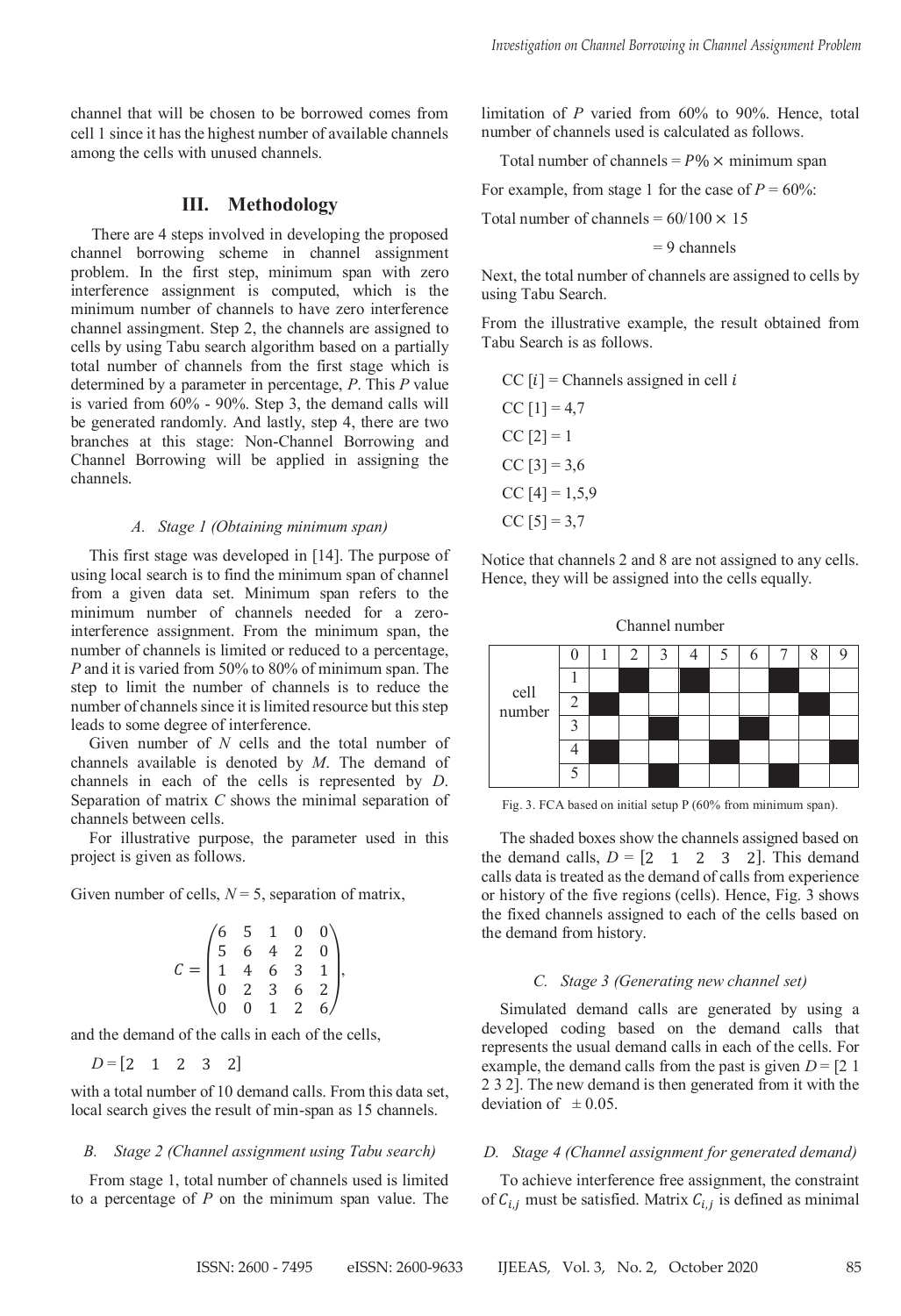channel that will be chosen to be borrowed comes from cell 1 since it has the highest number of available channels among the cells with unused channels.

## III. Methodology

There are 4 steps involved in developing the proposed channel borrowing scheme in channel assignment problem. In the first step, minimum span with zero interference assignment is computed, which is the minimum number of channels to have zero interference channel assignment. Step 2, the channels are assigned to cells by using Tabu search algorithm based on a partially total number of channels from the first stage which is determined by a parameter in percentage, *P*. This *P* value is varied from 60% - 90%. Step 3, the demand calls will be generated randomly. And lastly, step 4, there are two branches at this stage: Non-Channel Borrowing and Channel Borrowing will be applied in assigning the channels.

### *A. Stage 1 (Obtaining minimum span)*

This first stage was developed in [14]. The purpose of using local search is to find the minimum span of channel from a given data set. Minimum span refers to the minimum number of channels needed for a zero-interference assignment. From the minimum span, the number of channels is limited or reduced to a percentage, *P* and it is varied from 50% to 80% of minimum span. The step to limit the number of channels is to reduce the number of channels since it is limited resource but this step leads to some degree of interference.

Given number of *N* cells and the total number of channels available is denoted by *M*. The demand of channels in each of the cells is represented by *D*. Separation of matrix *C* shows the minimal separation of channels between cells.

For illustrative purpose, the parameter used in this project is given as follows.

Given number of cells, $N = 5$, separation of matrix,

$$C = \begin{pmatrix} 6 & 5 & 1 & 0 & 0 \\ 5 & 6 & 4 & 2 & 0 \\ 1 & 4 & 6 & 3 & 1 \\ 0 & 2 & 3 & 6 & 2 \\ 0 & 0 & 1 & 2 & 6 \end{pmatrix},$$

and the demand of the calls in each of the cells,

$D = [2 \quad 1 \quad 2 \quad 3 \quad 2]$

with a total number of 10 demand calls. From this data set, local search gives the result of min-span as 15 channels.

### *B. Stage 2 (Channel assignment using Tabu search)*

From stage 1, total number of channels used is limited to a percentage of *P* on the minimum span value. The limitation of *P* varied from 60% to 90%. Hence, total number of channels used is calculated as follows.

Total number of channels = $P\% \times$ minimum span

For example, from stage 1 for the case of $P = 60\%$:

Total number of channels = $60/100 \times 15$

= 9 channels

Next, the total number of channels are assigned to cells by using Tabu Search.

From the illustrative example, the result obtained from Tabu Search is as follows.

CC $[i]$ = Channels assigned in cell $i$

CC [1] = 4,7

CC [2] = 1

CC [3] = 3,6

CC [4] = 1,5,9

CC [5] = 3,7

Notice that channels 2 and 8 are not assigned to any cells. Hence, they will be assigned into the cells equally.

Channel number

| cell number | 0 | 1 | 2 | 3 | 4 | 5 | 6 | 7 | 8 | 9 |
|---|---|---|---|---|---|---|---|---|---|---|
| | 1 | | ■ | | ■ | | | ■ | | |
| | 2 | ■ | | | | | | | ■ | |
| | 3 | | | ■ | | | ■ | | | |
| | 4 | ■ | | | | ■ | | | | ■ |
| | 5 | | | ■ | | | | ■ | | |

Fig. 3. FCA based on initial setup P (60% from minimum span).

The shaded boxes show the channels assigned based on the demand calls, $D = [2 \quad 1 \quad 2 \quad 3 \quad 2]$. This demand calls data is treated as the demand of calls from experience or history of the five regions (cells). Hence, Fig. 3 shows the fixed channels assigned to each of the cells based on the demand from history.

### *C. Stage 3 (Generating new channel set)*

Simulated demand calls are generated by using a developed coding based on the demand calls that represents the usual demand calls in each of the cells. For example, the demand calls from the past is given $D = [2\ 1\ 2\ 3\ 2]$. The new demand is then generated from it with the deviation of $\pm 0.05$.

### *D. Stage 4 (Channel assignment for generated demand)*

To achieve interference free assignment, the constraint of $C_{i,j}$ must be satisfied. Matrix $C_{i,j}$ is defined as minimal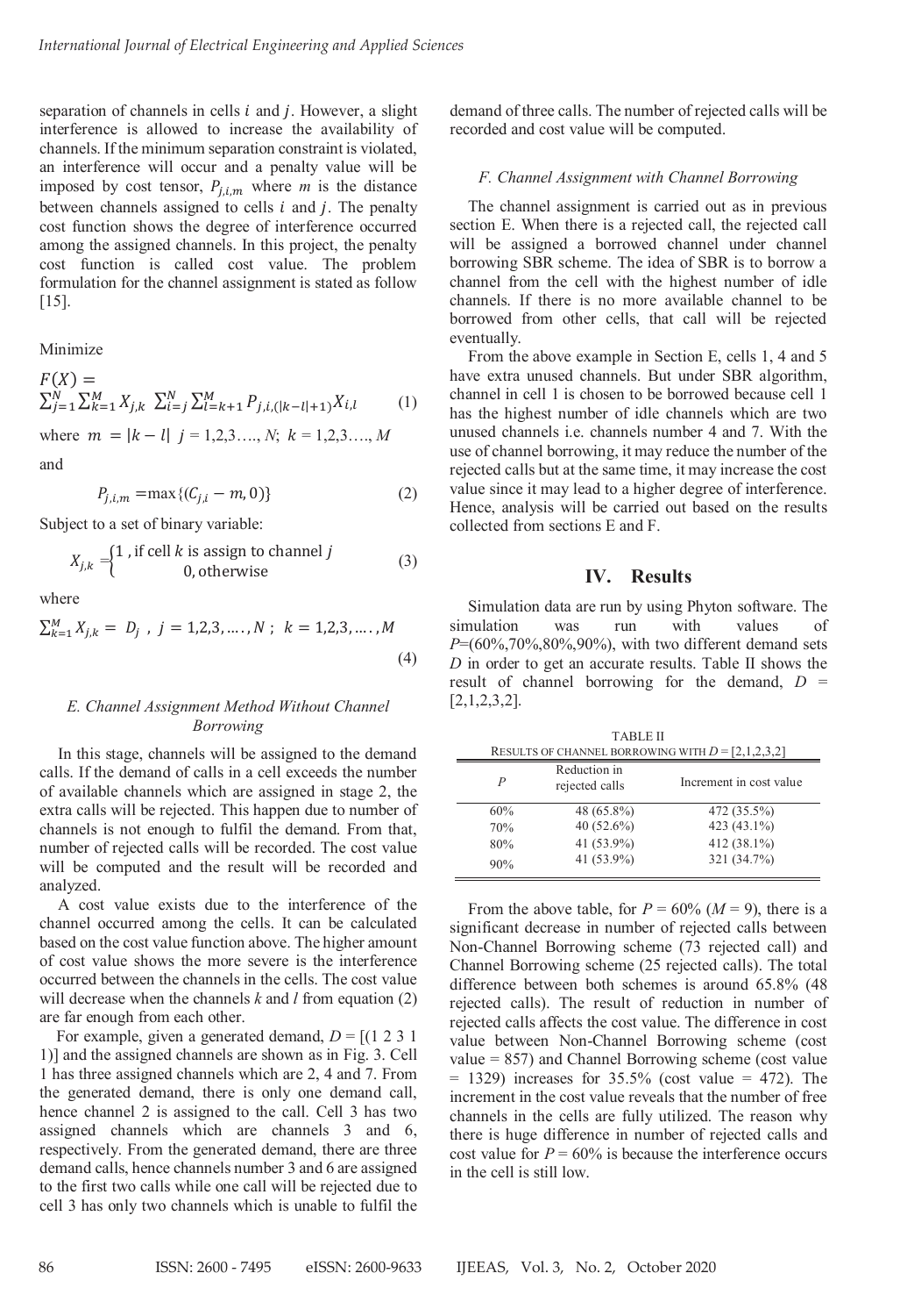separation of channels in cells $i$ and $j$. However, a slight interference is allowed to increase the availability of channels. If the minimum separation constraint is violated, an interference will occur and a penalty value will be imposed by cost tensor, $P_{j,i,m}$ where $m$ is the distance between channels assigned to cells $i$ and $j$. The penalty cost function shows the degree of interference occurred among the assigned channels. In this project, the penalty cost function is called cost value. The problem formulation for the channel assignment is stated as follow [15].

Minimize

$$F(X) = \sum_{j=1}^{N}\sum_{k=1}^{M} X_{j,k} \sum_{i=j}^{N}\sum_{l=k+1}^{M} P_{j,i,(|k-l|+1)} X_{i,l} \qquad (1)$$

where $m = |k - l|$ $j = 1,2,3\ldots., N$; $k = 1,2,3\ldots., M$

and

$$P_{j,i,m} = \max\{(C_{j,i} - m, 0)\} \qquad (2)$$

Subject to a set of binary variable:

$$X_{j,k} = \begin{cases} 1, & \text{if cell } k \text{ is assign to channel } j \\ 0, & \text{otherwise} \end{cases} \qquad (3)$$

where

$$\sum_{k=1}^{M} X_{j,k} = D_j \ , \ j = 1,2,3,\ldots.,N \ ; \ k = 1,2,3,\ldots.,M \qquad (4)$$

### *E. Channel Assignment Method Without Channel Borrowing*

In this stage, channels will be assigned to the demand calls. If the demand of calls in a cell exceeds the number of available channels which are assigned in stage 2, the extra calls will be rejected. This happen due to number of channels is not enough to fulfil the demand. From that, number of rejected calls will be recorded. The cost value will be computed and the result will be recorded and analyzed.

A cost value exists due to the interference of the channel occurred among the cells. It can be calculated based on the cost value function above. The higher amount of cost value shows the more severe is the interference occurred between the channels in the cells. The cost value will decrease when the channels $k$ and $l$ from equation (2) are far enough from each other.

For example, given a generated demand, $D$ = [(1 2 3 1 1)] and the assigned channels are shown as in Fig. 3. Cell 1 has three assigned channels which are 2, 4 and 7. From the generated demand, there is only one demand call, hence channel 2 is assigned to the call. Cell 3 has two assigned channels which are channels 3 and 6, respectively. From the generated demand, there are three demand calls, hence channels number 3 and 6 are assigned to the first two calls while one call will be rejected due to cell 3 has only two channels which is unable to fulfil the demand of three calls. The number of rejected calls will be recorded and cost value will be computed.

### *F. Channel Assignment with Channel Borrowing*

The channel assignment is carried out as in previous section E. When there is a rejected call, the rejected call will be assigned a borrowed channel under channel borrowing SBR scheme. The idea of SBR is to borrow a channel from the cell with the highest number of idle channels. If there is no more available channel to be borrowed from other cells, that call will be rejected eventually.

From the above example in Section E, cells 1, 4 and 5 have extra unused channels. But under SBR algorithm, channel in cell 1 is chosen to be borrowed because cell 1 has the highest number of idle channels which are two unused channels i.e. channels number 4 and 7. With the use of channel borrowing, it may reduce the number of the rejected calls but at the same time, it may increase the cost value since it may lead to a higher degree of interference. Hence, analysis will be carried out based on the results collected from sections E and F.

## IV. Results

Simulation data are run by using Phyton software. The simulation was run with values of $P$=(60%,70%,80%,90%), with two different demand sets $D$ in order to get an accurate results. Table II shows the result of channel borrowing for the demand, $D$ = [2,1,2,3,2].

TABLE II
RESULTS OF CHANNEL BORROWING WITH $D$ = [2,1,2,3,2]

| $P$ | Reduction in rejected calls | Increment in cost value |
|---|---|---|
| 60% | 48 (65.8%) | 472 (35.5%) |
| 70% | 40 (52.6%) | 423 (43.1%) |
| 80% | 41 (53.9%) | 412 (38.1%) |
| 90% | 41 (53.9%) | 321 (34.7%) |

From the above table, for $P$ = 60% ($M$ = 9), there is a significant decrease in number of rejected calls between Non-Channel Borrowing scheme (73 rejected call) and Channel Borrowing scheme (25 rejected calls). The total difference between both schemes is around 65.8% (48 rejected calls). The result of reduction in number of rejected calls affects the cost value. The difference in cost value between Non-Channel Borrowing scheme (cost value = 857) and Channel Borrowing scheme (cost value = 1329) increases for 35.5% (cost value = 472). The increment in the cost value reveals that the number of free channels in the cells are fully utilized. The reason why there is huge difference in number of rejected calls and cost value for $P$ = 60% is because the interference occurs in the cell is still low.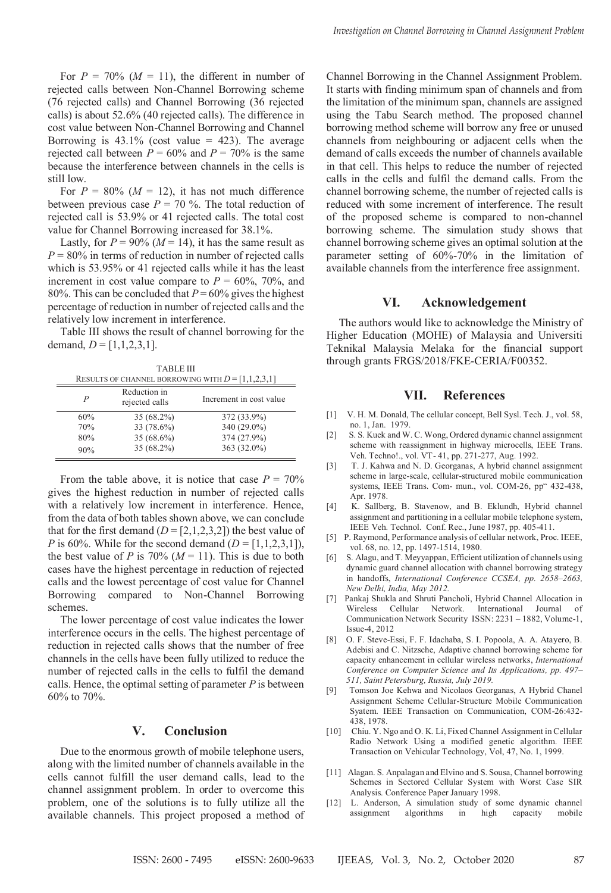For $P$ = 70% ($M$ = 11), the different in number of rejected calls between Non-Channel Borrowing scheme (76 rejected calls) and Channel Borrowing (36 rejected calls) is about 52.6% (40 rejected calls). The difference in cost value between Non-Channel Borrowing and Channel Borrowing is 43.1% (cost value = 423). The average rejected call between $P$ = 60% and $P$ = 70% is the same because the interference between channels in the cells is still low.

For $P$ = 80% ($M$ = 12), it has not much difference between previous case $P$ = 70 %. The total reduction of rejected call is 53.9% or 41 rejected calls. The total cost value for Channel Borrowing increased for 38.1%.

Lastly, for $P$ = 90% ($M$ = 14), it has the same result as $P$ = 80% in terms of reduction in number of rejected calls which is 53.95% or 41 rejected calls while it has the least increment in cost value compare to $P$ = 60%, 70%, and 80%. This can be concluded that $P$ = 60% gives the highest percentage of reduction in number of rejected calls and the relatively low increment in interference.

Table III shows the result of channel borrowing for the demand, $D$ = [1,1,2,3,1].

TABLE III
RESULTS OF CHANNEL BORROWING WITH $D$ = [1,1,2,3,1]

| $P$ | Reduction in rejected calls | Increment in cost value |
|---|---|---|
| 60% | 35 (68.2%) | 372 (33.9%) |
| 70% | 33 (78.6%) | 340 (29.0%) |
| 80% | 35 (68.6%) | 374 (27.9%) |
| 90% | 35 (68.2%) | 363 (32.0%) |

From the table above, it is notice that case $P$ = 70% gives the highest reduction in number of rejected calls with a relatively low increment in interference. Hence, from the data of both tables shown above, we can conclude that for the first demand ($D$ = [2,1,2,3,2]) the best value of $P$ is 60%. While for the second demand ($D$ = [1,1,2,3,1]), the best value of $P$ is 70% ($M$ = 11). This is due to both cases have the highest percentage in reduction of rejected calls and the lowest percentage of cost value for Channel Borrowing compared to Non-Channel Borrowing schemes.

The lower percentage of cost value indicates the lower interference occurs in the cells. The highest percentage of reduction in rejected calls shows that the number of free channels in the cells have been fully utilized to reduce the number of rejected calls in the cells to fulfil the demand calls. Hence, the optimal setting of parameter $P$ is between 60% to 70%.

## V. Conclusion

Due to the enormous growth of mobile telephone users, along with the limited number of channels available in the cells cannot fulfill the user demand calls, lead to the channel assignment problem. In order to overcome this problem, one of the solutions is to fully utilize all the available channels. This project proposed a method of Channel Borrowing in the Channel Assignment Problem. It starts with finding minimum span of channels and from the limitation of the minimum span, channels are assigned using the Tabu Search method. The proposed channel borrowing method scheme will borrow any free or unused channels from neighbouring or adjacent cells when the demand of calls exceeds the number of channels available in that cell. This helps to reduce the number of rejected calls in the cells and fulfil the demand calls. From the channel borrowing scheme, the number of rejected calls is reduced with some increment of interference. The result of the proposed scheme is compared to non-channel borrowing scheme. The simulation study shows that channel borrowing scheme gives an optimal solution at the parameter setting of 60%-70% in the limitation of available channels from the interference free assignment.

## VI. Acknowledgement

The authors would like to acknowledge the Ministry of Higher Education (MOHE) of Malaysia and Universiti Teknikal Malaysia Melaka for the financial support through grants FRGS/2018/FKE-CERIA/F00352.

## VII. References

[1] V. H. M. Donald, The cellular concept, Bell Sysl. Tech. J., vol. 58, no. 1, Jan. 1979.

[2] S. S. Kuek and W. C. Wong, Ordered dynamic channel assignment scheme with reassignment in highway microcells, IEEE Trans. Veh. Techno!., vol. VT- 41, pp. 271-277, Aug. 1992.

[3] T. J. Kahwa and N. D. Georganas, A hybrid channel assignment scheme in large-scale, cellular-structured mobile communication systems, IEEE Trans. Com- mun., vol. COM-26, pp" 432-438, Apr. 1978.

[4] K. Sallberg, B. Stavenow, and B. Eklundh, Hybrid channel assignment and partitioning in a cellular mobile telephone system, IEEE Veh. Technol. Conf. Rec., June 1987, pp. 405-411.

[5] P. Raymond, Performance analysis of cellular network, Proc. IEEE, vol. 68, no. 12, pp. 1497-1514, 1980.

[6] S. Alagu, and T. Meyyappan, Efficient utilization of channels using dynamic guard channel allocation with channel borrowing strategy in handoffs, *International Conference CCSEA, pp. 2658–2663, New Delhi, India, May 2012.*

[7] Pankaj Shukla and Shruti Pancholi, Hybrid Channel Allocation in Wireless Cellular Network. International Journal of Communication Network Security ISSN: 2231 – 1882, Volume-1, Issue-4, 2012

[8] O. F. Steve-Essi, F. F. Idachaba, S. I. Popoola, A. A. Atayero, B. Adebisi and C. Nitzsche, Adaptive channel borrowing scheme for capacity enhancement in cellular wireless networks, *International Conference on Computer Science and Its Applications, pp. 497–511, Saint Petersburg, Russia, July 2019.*

[9] Tomson Joe Kehwa and Nicolaos Georganas, A Hybrid Chanel Assignment Scheme Cellular-Structure Mobile Communication Syatem. IEEE Transaction on Communication, COM-26:432-438, 1978.

[10] Chiu. Y. Ngo and O. K. Li, Fixed Channel Assignment in Cellular Radio Network Using a modified genetic algorithm. IEEE Transaction on Vehicular Technology, Vol, 47, No. 1, 1999.

[11] Alagan. S. Anpalagan and Elvino and S. Sousa, Channel borrowing Schemes in Sectored Cellular System with Worst Case SIR Analysis. Conference Paper January 1998.

[12] L. Anderson, A simulation study of some dynamic channel assignment algorithms in high capacity mobile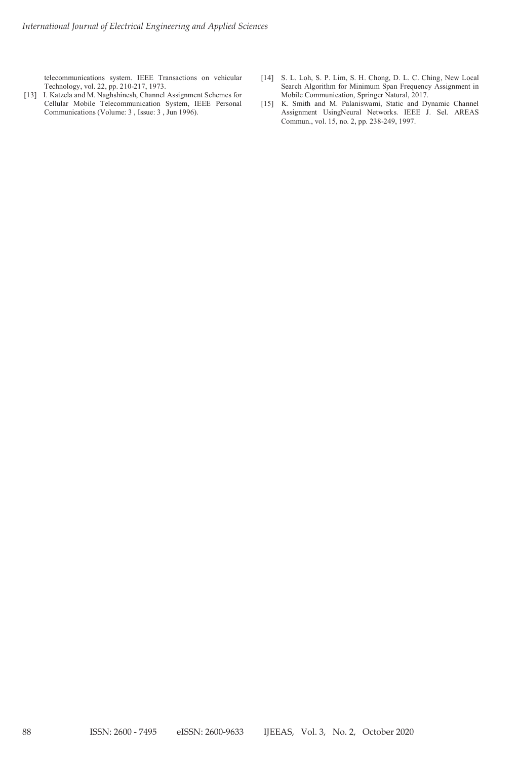telecommunications system. IEEE Transactions on vehicular Technology, vol. 22, pp. 210-217, 1973.

[13] I. Katzela and M. Naghshinesh, Channel Assignment Schemes for Cellular Mobile Telecommunication System, IEEE Personal Communications (Volume: 3 , Issue: 3 , Jun 1996).

[14] S. L. Loh, S. P. Lim, S. H. Chong, D. L. C. Ching, New Local Search Algorithm for Minimum Span Frequency Assignment in Mobile Communication, Springer Natural, 2017.

[15] K. Smith and M. Palaniswami, Static and Dynamic Channel Assignment UsingNeural Networks. IEEE J. Sel. AREAS Commun., vol. 15, no. 2, pp. 238-249, 1997.